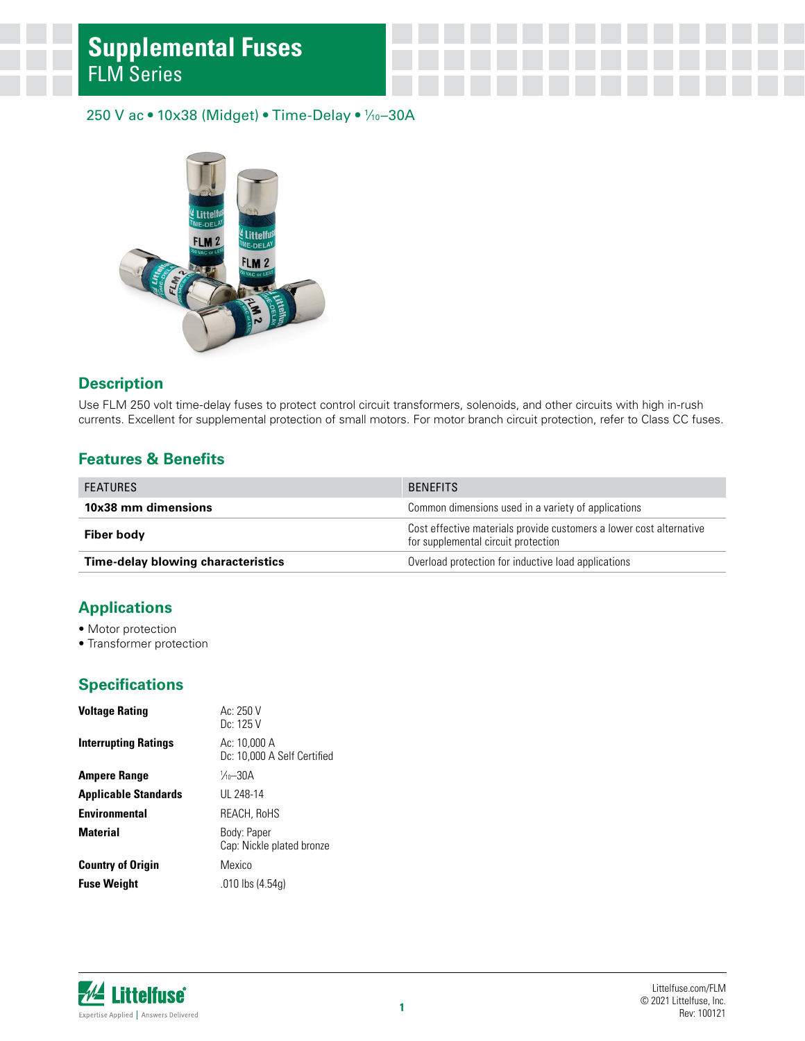# Supplemental Fuses

## FLM Series

250 V ac • 10x38 (Midget) • Time-Delay • 1⁄10–30A

## Description

Use FLM 250 volt time-delay fuses to protect control circuit transformers, solenoids, and other circuits with high in-rush currents. Excellent for supplemental protection of small motors. For motor branch circuit protection, refer to Class CC fuses.

## Features & Benefits

| FEATURES | BENEFITS |
| --- | --- |
| **10x38 mm dimensions** | Common dimensions used in a variety of applications |
| **Fiber body** | Cost effective materials provide customers a lower cost alternative for supplemental circuit protection |
| **Time-delay blowing characteristics** | Overload protection for inductive load applications |

## Applications

- Motor protection
- Transformer protection

## Specifications

| | |
| --- | --- |
| **Voltage Rating** | Ac: 250 V<br>Dc: 125 V |
| **Interrupting Ratings** | Ac: 10,000 A<br>Dc: 10,000 A Self Certified |
| **Ampere Range** | 1⁄10–30A |
| **Applicable Standards** | UL 248-14 |
| **Environmental** | REACH, RoHS |
| **Material** | Body: Paper<br>Cap: Nickle plated bronze |
| **Country of Origin** | Mexico |
| **Fuse Weight** | .010 lbs (4.54g) |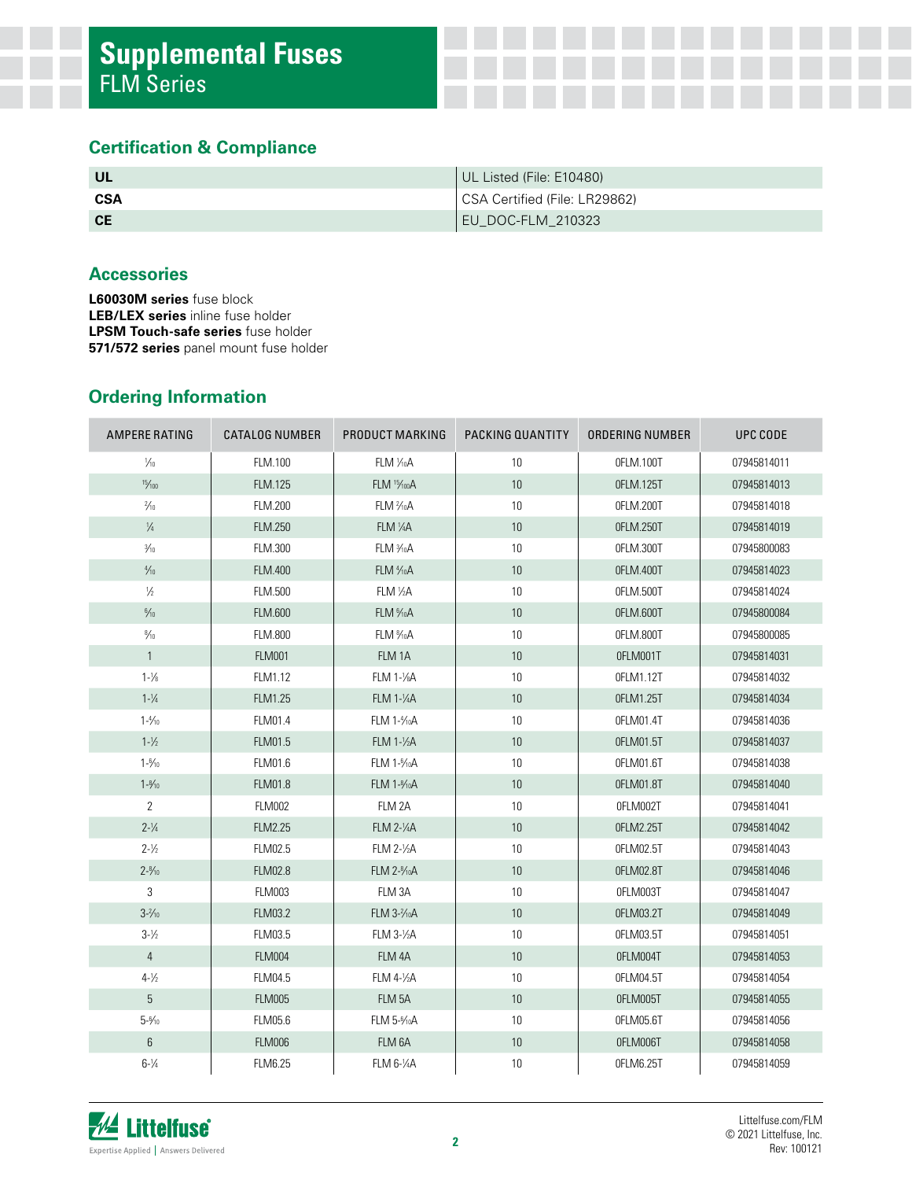# Supplemental Fuses
FLM Series

## Certification & Compliance

| | |
|---|---|
| **UL** | UL Listed (File: E10480) |
| **CSA** | CSA Certified (File: LR29862) |
| **CE** | EU_DOC-FLM_210323 |

## Accessories

**L60030M series** fuse block
**LEB/LEX series** inline fuse holder
**LPSM Touch-safe series** fuse holder
**571/572 series** panel mount fuse holder

## Ordering Information

| AMPERE RATING | CATALOG NUMBER | PRODUCT MARKING | PACKING QUANTITY | ORDERING NUMBER | UPC CODE |
|---|---|---|---|---|---|
| 1/10 | FLM.100 | FLM 1/10A | 10 | 0FLM.100T | 07945814011 |
| 15/100 | FLM.125 | FLM 15/100A | 10 | 0FLM.125T | 07945814013 |
| 2/10 | FLM.200 | FLM 2/10A | 10 | 0FLM.200T | 07945814018 |
| 1/4 | FLM.250 | FLM 1/4A | 10 | 0FLM.250T | 07945814019 |
| 3/10 | FLM.300 | FLM 3/10A | 10 | 0FLM.300T | 07945800083 |
| 4/10 | FLM.400 | FLM 4/10A | 10 | 0FLM.400T | 07945814023 |
| 1/2 | FLM.500 | FLM 1/2A | 10 | 0FLM.500T | 07945814024 |
| 6/10 | FLM.600 | FLM 6/10A | 10 | 0FLM.600T | 07945800084 |
| 8/10 | FLM.800 | FLM 8/10A | 10 | 0FLM.800T | 07945800085 |
| 1 | FLM001 | FLM 1A | 10 | 0FLM001T | 07945814031 |
| 1-1/8 | FLM1.12 | FLM 1-1/8A | 10 | 0FLM1.12T | 07945814032 |
| 1-1/4 | FLM1.25 | FLM 1-1/4A | 10 | 0FLM1.25T | 07945814034 |
| 1-4/10 | FLM01.4 | FLM 1-4/10A | 10 | 0FLM01.4T | 07945814036 |
| 1-1/2 | FLM01.5 | FLM 1-1/2A | 10 | 0FLM01.5T | 07945814037 |
| 1-6/10 | FLM01.6 | FLM 1-6/10A | 10 | 0FLM01.6T | 07945814038 |
| 1-8/10 | FLM01.8 | FLM 1-8/10A | 10 | 0FLM01.8T | 07945814040 |
| 2 | FLM002 | FLM 2A | 10 | 0FLM002T | 07945814041 |
| 2-1/4 | FLM2.25 | FLM 2-1/4A | 10 | 0FLM2.25T | 07945814042 |
| 2-1/2 | FLM02.5 | FLM 2-1/2A | 10 | 0FLM02.5T | 07945814043 |
| 2-8/10 | FLM02.8 | FLM 2-8/10A | 10 | 0FLM02.8T | 07945814046 |
| 3 | FLM003 | FLM 3A | 10 | 0FLM003T | 07945814047 |
| 3-2/10 | FLM03.2 | FLM 3-2/10A | 10 | 0FLM03.2T | 07945814049 |
| 3-1/2 | FLM03.5 | FLM 3-1/2A | 10 | 0FLM03.5T | 07945814051 |
| 4 | FLM004 | FLM 4A | 10 | 0FLM004T | 07945814053 |
| 4-1/2 | FLM04.5 | FLM 4-1/2A | 10 | 0FLM04.5T | 07945814054 |
| 5 | FLM005 | FLM 5A | 10 | 0FLM005T | 07945814055 |
| 5-6/10 | FLM05.6 | FLM 5-6/10A | 10 | 0FLM05.6T | 07945814056 |
| 6 | FLM006 | FLM 6A | 10 | 0FLM006T | 07945814058 |
| 6-1/4 | FLM6.25 | FLM 6-1/4A | 10 | 0FLM6.25T | 07945814059 |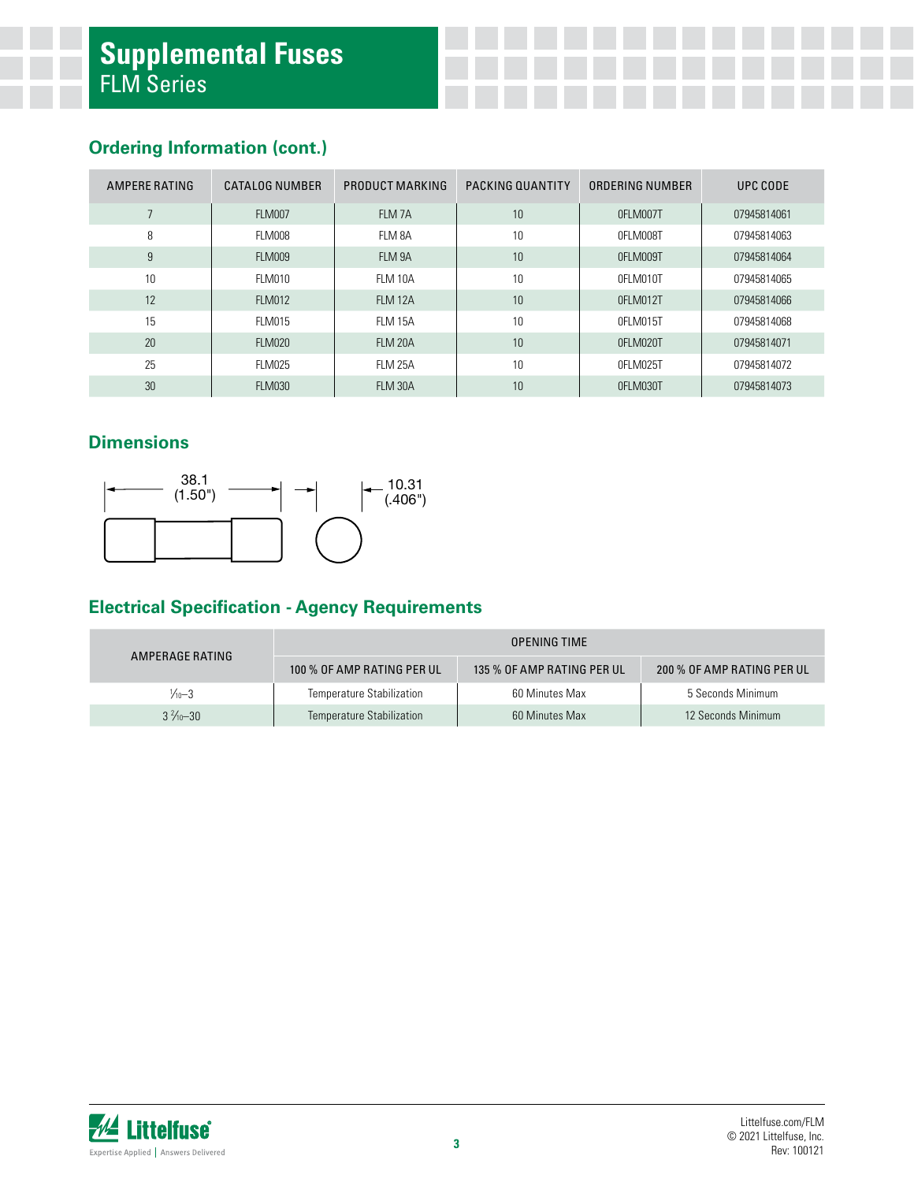# Supplemental Fuses
FLM Series

## Ordering Information (cont.)

| AMPERE RATING | CATALOG NUMBER | PRODUCT MARKING | PACKING QUANTITY | ORDERING NUMBER | UPC CODE |
|---|---|---|---|---|---|
| 7 | FLM007 | FLM 7A | 10 | 0FLM007T | 07945814061 |
| 8 | FLM008 | FLM 8A | 10 | 0FLM008T | 07945814063 |
| 9 | FLM009 | FLM 9A | 10 | 0FLM009T | 07945814064 |
| 10 | FLM010 | FLM 10A | 10 | 0FLM010T | 07945814065 |
| 12 | FLM012 | FLM 12A | 10 | 0FLM012T | 07945814066 |
| 15 | FLM015 | FLM 15A | 10 | 0FLM015T | 07945814068 |
| 20 | FLM020 | FLM 20A | 10 | 0FLM020T | 07945814071 |
| 25 | FLM025 | FLM 25A | 10 | 0FLM025T | 07945814072 |
| 30 | FLM030 | FLM 30A | 10 | 0FLM030T | 07945814073 |

## Dimensions

38.1 (1.50")

10.31 (.406")

## Electrical Specification - Agency Requirements

| AMPERAGE RATING | OPENING TIME | | |
|---|---|---|---|
| | 100 % OF AMP RATING PER UL | 135 % OF AMP RATING PER UL | 200 % OF AMP RATING PER UL |
| 1⁄10–3 | Temperature Stabilization | 60 Minutes Max | 5 Seconds Minimum |
| 3 2⁄10–30 | Temperature Stabilization | 60 Minutes Max | 12 Seconds Minimum |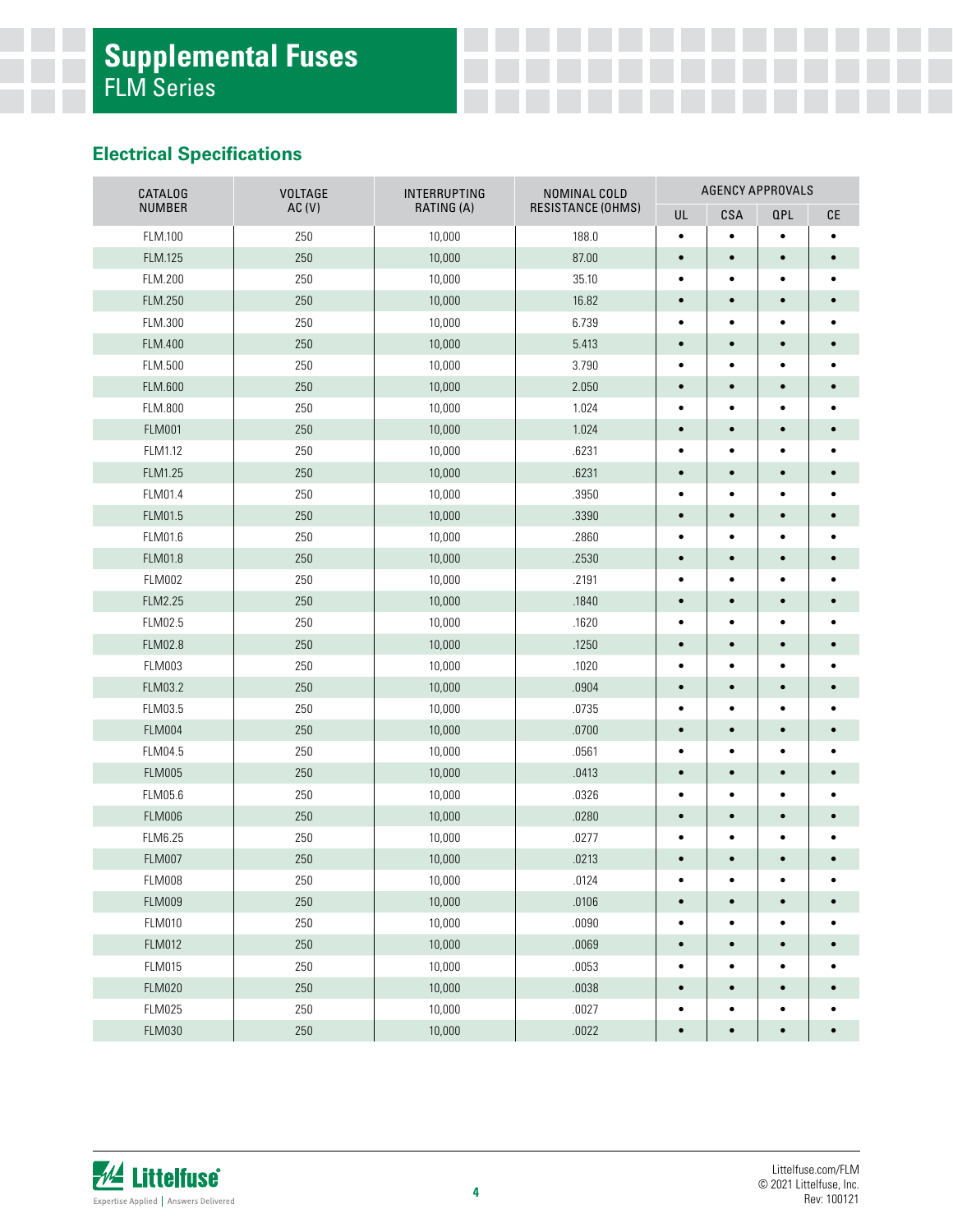# Supplemental Fuses

FLM Series

## Electrical Specifications

| CATALOG NUMBER | VOLTAGE AC (V) | INTERRUPTING RATING (A) | NOMINAL COLD RESISTANCE (OHMS) | AGENCY APPROVALS | | | |
|---|---|---|---|---|---|---|---|
| | | | | UL | CSA | QPL | CE |
| FLM.100 | 250 | 10,000 | 188.0 | • | • | • | • |
| FLM.125 | 250 | 10,000 | 87.00 | • | • | • | • |
| FLM.200 | 250 | 10,000 | 35.10 | • | • | • | • |
| FLM.250 | 250 | 10,000 | 16.82 | • | • | • | • |
| FLM.300 | 250 | 10,000 | 6.739 | • | • | • | • |
| FLM.400 | 250 | 10,000 | 5.413 | • | • | • | • |
| FLM.500 | 250 | 10,000 | 3.790 | • | • | • | • |
| FLM.600 | 250 | 10,000 | 2.050 | • | • | • | • |
| FLM.800 | 250 | 10,000 | 1.024 | • | • | • | • |
| FLM001 | 250 | 10,000 | 1.024 | • | • | • | • |
| FLM1.12 | 250 | 10,000 | .6231 | • | • | • | • |
| FLM1.25 | 250 | 10,000 | .6231 | • | • | • | • |
| FLM01.4 | 250 | 10,000 | .3950 | • | • | • | • |
| FLM01.5 | 250 | 10,000 | .3390 | • | • | • | • |
| FLM01.6 | 250 | 10,000 | .2860 | • | • | • | • |
| FLM01.8 | 250 | 10,000 | .2530 | • | • | • | • |
| FLM002 | 250 | 10,000 | .2191 | • | • | • | • |
| FLM2.25 | 250 | 10,000 | .1840 | • | • | • | • |
| FLM02.5 | 250 | 10,000 | .1620 | • | • | • | • |
| FLM02.8 | 250 | 10,000 | .1250 | • | • | • | • |
| FLM003 | 250 | 10,000 | .1020 | • | • | • | • |
| FLM03.2 | 250 | 10,000 | .0904 | • | • | • | • |
| FLM03.5 | 250 | 10,000 | .0735 | • | • | • | • |
| FLM004 | 250 | 10,000 | .0700 | • | • | • | • |
| FLM04.5 | 250 | 10,000 | .0561 | • | • | • | • |
| FLM005 | 250 | 10,000 | .0413 | • | • | • | • |
| FLM05.6 | 250 | 10,000 | .0326 | • | • | • | • |
| FLM006 | 250 | 10,000 | .0280 | • | • | • | • |
| FLM6.25 | 250 | 10,000 | .0277 | • | • | • | • |
| FLM007 | 250 | 10,000 | .0213 | • | • | • | • |
| FLM008 | 250 | 10,000 | .0124 | • | • | • | • |
| FLM009 | 250 | 10,000 | .0106 | • | • | • | • |
| FLM010 | 250 | 10,000 | .0090 | • | • | • | • |
| FLM012 | 250 | 10,000 | .0069 | • | • | • | • |
| FLM015 | 250 | 10,000 | .0053 | • | • | • | • |
| FLM020 | 250 | 10,000 | .0038 | • | • | • | • |
| FLM025 | 250 | 10,000 | .0027 | • | • | • | • |
| FLM030 | 250 | 10,000 | .0022 | • | • | • | • |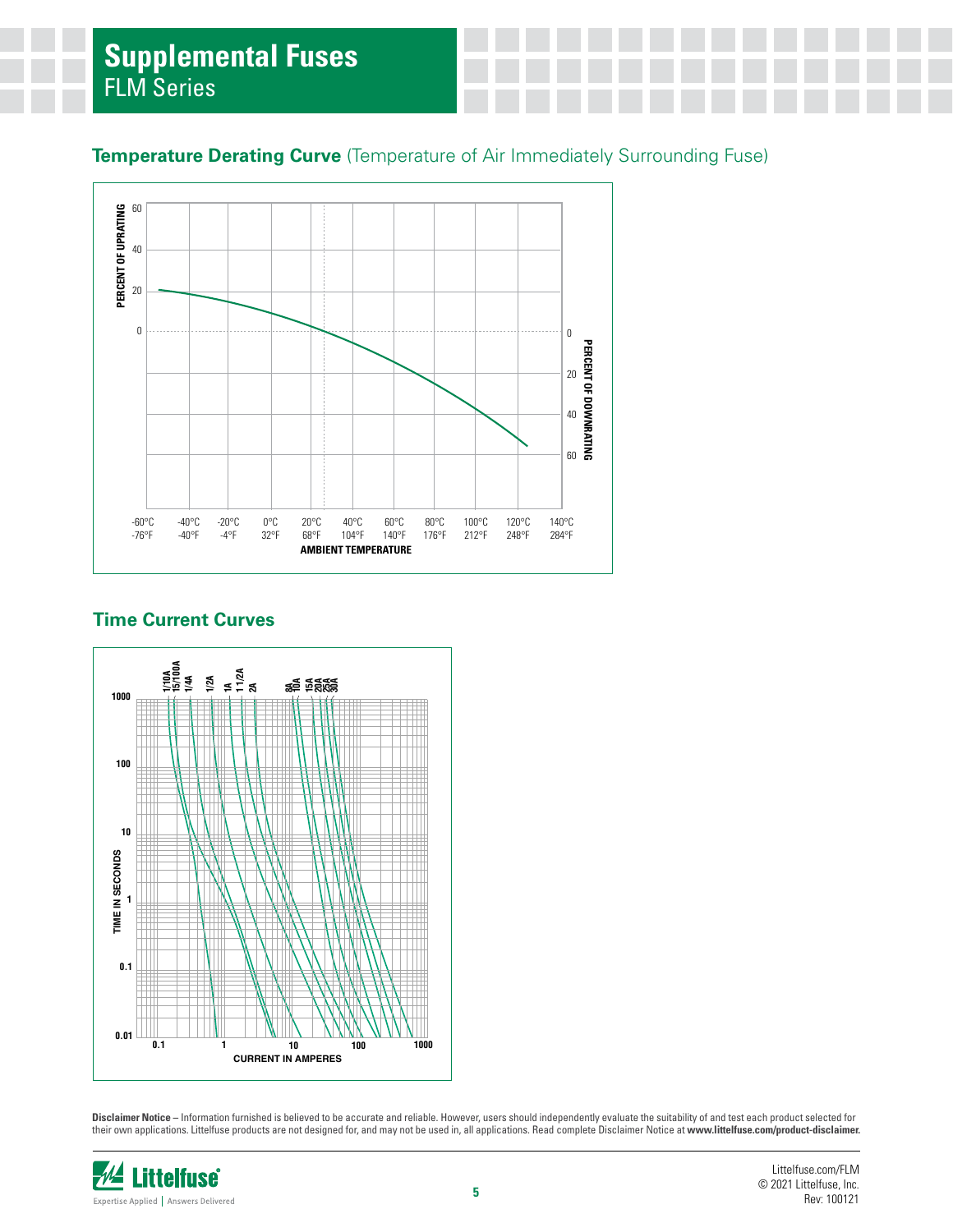# Supplemental Fuses
FLM Series

## Temperature Derating Curve (Temperature of Air Immediately Surrounding Fuse)

PERCENT OF UPRATING
60
40
20
0

PERCENT OF DOWNRATING
0
20
40
60

-60°C -76°F
-40°C -40°F
-20°C -4°F
0°C 32°F
20°C 68°F
40°C 104°F
60°C 140°F
80°C 176°F
100°C 212°F
120°C 248°F
140°C 284°F

AMBIENT TEMPERATURE

## Time Current Curves

1/10A
15/100A
1/4A
1/2A
1A
1 1/2A
2A
8A
10A
15A
20A
25A
30A

TIME IN SECONDS
1000
100
10
1
0.1
0.01

0.1
1
10
100
1000

CURRENT IN AMPERES

**Disclaimer Notice** – Information furnished is believed to be accurate and reliable. However, users should independently evaluate the suitability of and test each product selected for their own applications. Littelfuse products are not designed for, and may not be used in, all applications. Read complete Disclaimer Notice at **www.littelfuse.com/product-disclaimer.**